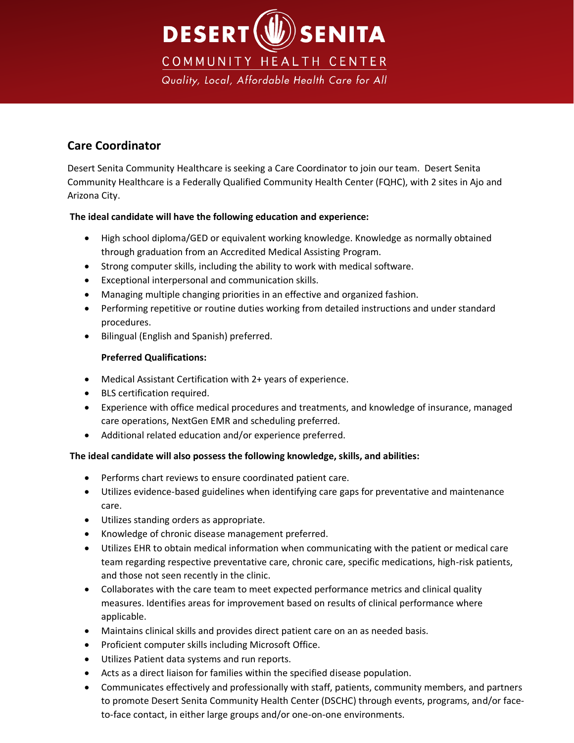# DESERT SENITA

COMMUNITY HEALTH CENTER

*Quality, Local, Affordable Health Care for All*

## Care Coordinator

Desert Senita Community Healthcare is seeking a Care Coordinator to join our team. Desert Senita Community Healthcare is a Federally Qualified Community Health Center (FQHC), with 2 sites in Ajo and Arizona City.

**The ideal candidate will have the following education and experience:**

- High school diploma/GED or equivalent working knowledge. Knowledge as normally obtained through graduation from an Accredited Medical Assisting Program.
- Strong computer skills, including the ability to work with medical software.
- Exceptional interpersonal and communication skills.
- Managing multiple changing priorities in an effective and organized fashion.
- Performing repetitive or routine duties working from detailed instructions and under standard procedures.
- Bilingual (English and Spanish) preferred.

**Preferred Qualifications:**

- Medical Assistant Certification with 2+ years of experience.
- BLS certification required.
- Experience with office medical procedures and treatments, and knowledge of insurance, managed care operations, NextGen EMR and scheduling preferred.
- Additional related education and/or experience preferred.

**The ideal candidate will also possess the following knowledge, skills, and abilities:**

- Performs chart reviews to ensure coordinated patient care.
- Utilizes evidence-based guidelines when identifying care gaps for preventative and maintenance care.
- Utilizes standing orders as appropriate.
- Knowledge of chronic disease management preferred.
- Utilizes EHR to obtain medical information when communicating with the patient or medical care team regarding respective preventative care, chronic care, specific medications, high-risk patients, and those not seen recently in the clinic.
- Collaborates with the care team to meet expected performance metrics and clinical quality measures. Identifies areas for improvement based on results of clinical performance where applicable.
- Maintains clinical skills and provides direct patient care on an as needed basis.
- Proficient computer skills including Microsoft Office.
- Utilizes Patient data systems and run reports.
- Acts as a direct liaison for families within the specified disease population.
- Communicates effectively and professionally with staff, patients, community members, and partners to promote Desert Senita Community Health Center (DSCHC) through events, programs, and/or face-to-face contact, in either large groups and/or one-on-one environments.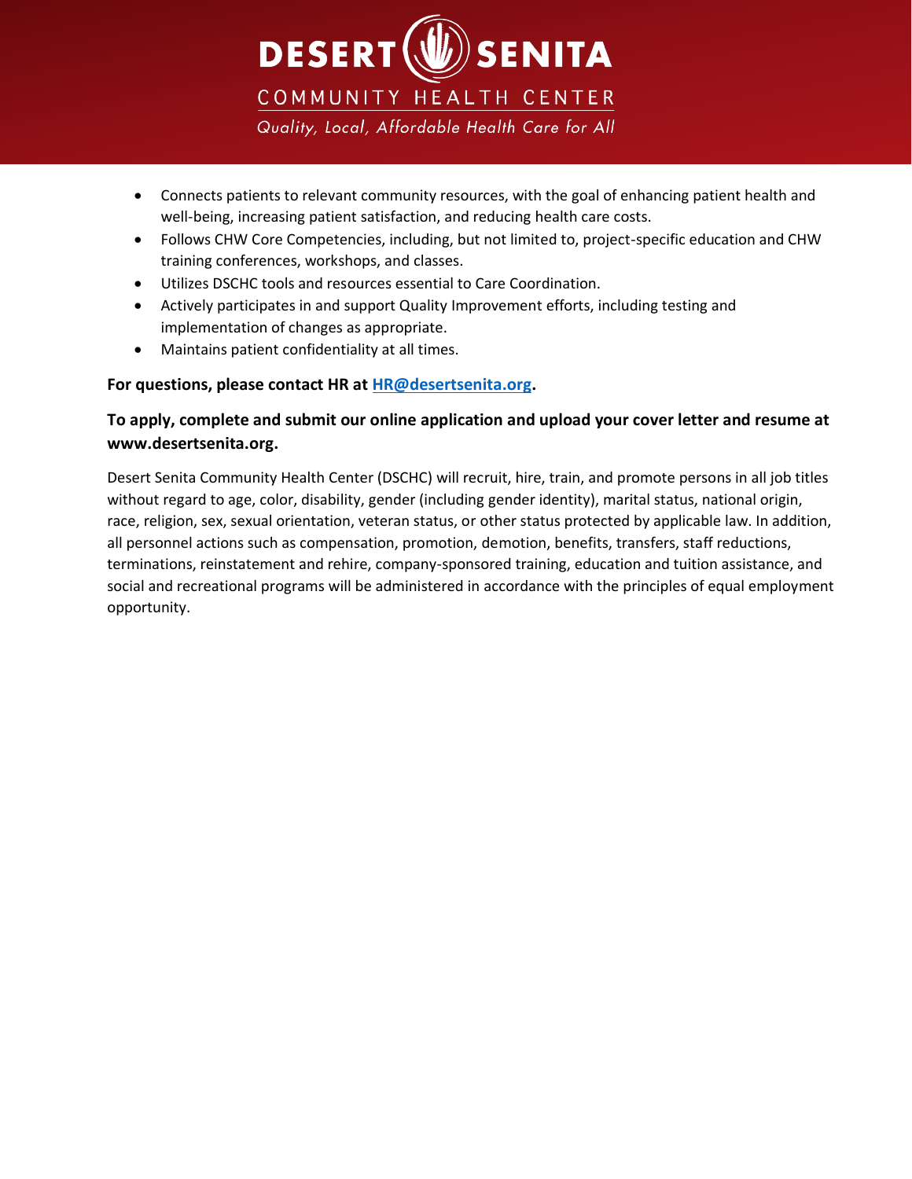- Connects patients to relevant community resources, with the goal of enhancing patient health and well-being, increasing patient satisfaction, and reducing health care costs.
- Follows CHW Core Competencies, including, but not limited to, project-specific education and CHW training conferences, workshops, and classes.
- Utilizes DSCHC tools and resources essential to Care Coordination.
- Actively participates in and support Quality Improvement efforts, including testing and implementation of changes as appropriate.
- Maintains patient confidentiality at all times.

**For questions, please contact HR at HR@desertsenita.org.**

**To apply, complete and submit our online application and upload your cover letter and resume at www.desertsenita.org.**

Desert Senita Community Health Center (DSCHC) will recruit, hire, train, and promote persons in all job titles without regard to age, color, disability, gender (including gender identity), marital status, national origin, race, religion, sex, sexual orientation, veteran status, or other status protected by applicable law. In addition, all personnel actions such as compensation, promotion, demotion, benefits, transfers, staff reductions, terminations, reinstatement and rehire, company-sponsored training, education and tuition assistance, and social and recreational programs will be administered in accordance with the principles of equal employment opportunity.